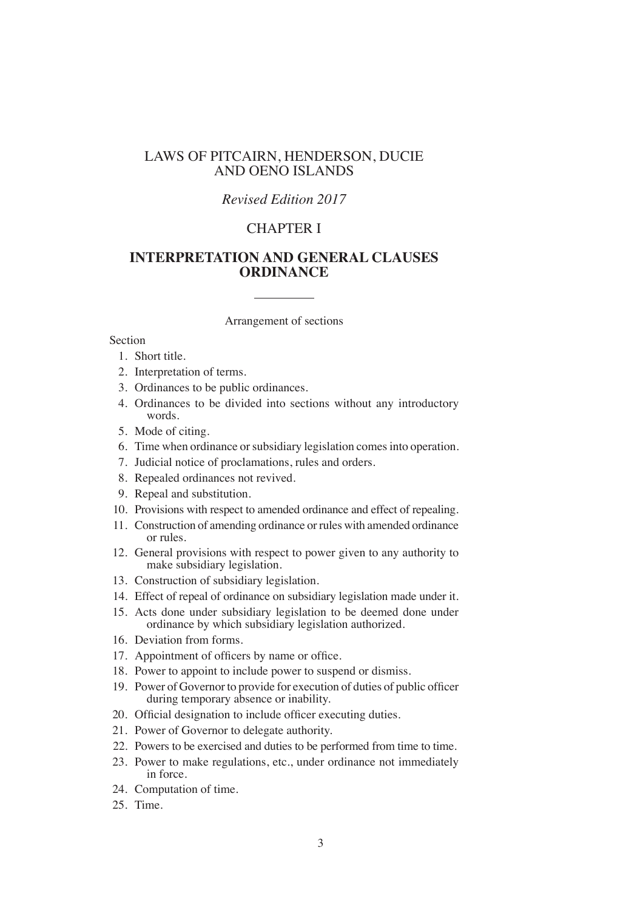# LAWS OF PITCAIRN, HENDERSON, DUCIE AND OENO ISLANDS

*Revised Edition 2017*

## CHAPTER I

## INTERPRETATION AND GENERAL CLAUSES ORDINANCE

Arrangement of sections

Section

1. Short title.
2. Interpretation of terms.
3. Ordinances to be public ordinances.
4. Ordinances to be divided into sections without any introductory words.
5. Mode of citing.
6. Time when ordinance or subsidiary legislation comes into operation.
7. Judicial notice of proclamations, rules and orders.
8. Repealed ordinances not revived.
9. Repeal and substitution.
10. Provisions with respect to amended ordinance and effect of repealing.
11. Construction of amending ordinance or rules with amended ordinance or rules.
12. General provisions with respect to power given to any authority to make subsidiary legislation.
13. Construction of subsidiary legislation.
14. Effect of repeal of ordinance on subsidiary legislation made under it.
15. Acts done under subsidiary legislation to be deemed done under ordinance by which subsidiary legislation authorized.
16. Deviation from forms.
17. Appointment of officers by name or office.
18. Power to appoint to include power to suspend or dismiss.
19. Power of Governor to provide for execution of duties of public officer during temporary absence or inability.
20. Official designation to include officer executing duties.
21. Power of Governor to delegate authority.
22. Powers to be exercised and duties to be performed from time to time.
23. Power to make regulations, etc., under ordinance not immediately in force.
24. Computation of time.
25. Time.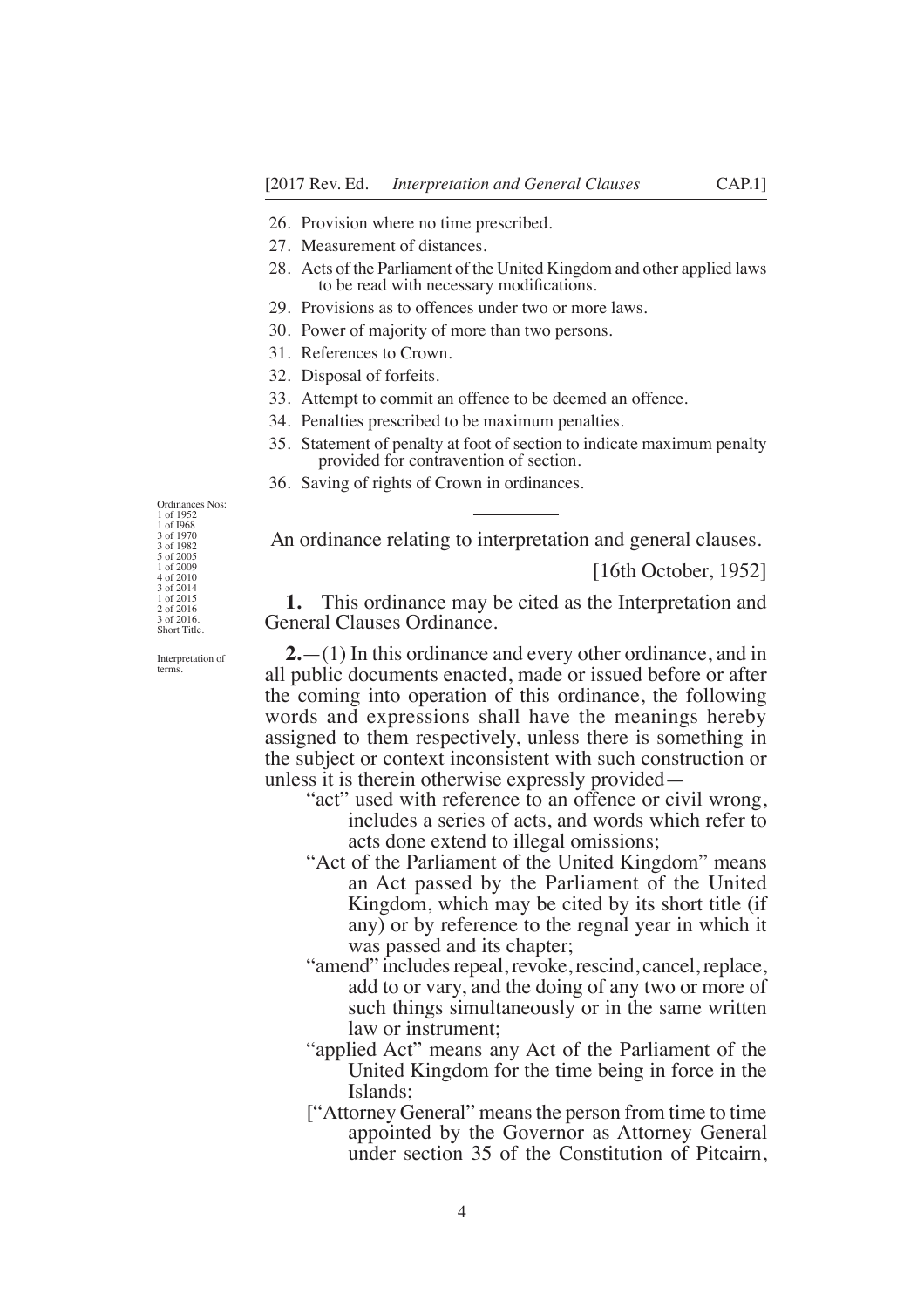26. Provision where no time prescribed.
27. Measurement of distances.
28. Acts of the Parliament of the United Kingdom and other applied laws to be read with necessary modifications.
29. Provisions as to offences under two or more laws.
30. Power of majority of more than two persons.
31. References to Crown.
32. Disposal of forfeits.
33. Attempt to commit an offence to be deemed an offence.
34. Penalties prescribed to be maximum penalties.
35. Statement of penalty at foot of section to indicate maximum penalty provided for contravention of section.
36. Saving of rights of Crown in ordinances.

---

Ordinances Nos: 1 of 1952 1 of I968 3 of 1970 3 of 1982 5 of 2005 1 of 2009 4 of 2010 3 of 2014 1 of 2015 2 of 2016 3 of 2016.

An ordinance relating to interpretation and general clauses.

[16th October, 1952]

Short Title.

**1.** This ordinance may be cited as the Interpretation and General Clauses Ordinance.

Interpretation of terms.

**2.**—(1) In this ordinance and every other ordinance, and in all public documents enacted, made or issued before or after the coming into operation of this ordinance, the following words and expressions shall have the meanings hereby assigned to them respectively, unless there is something in the subject or context inconsistent with such construction or unless it is therein otherwise expressly provided—

"act" used with reference to an offence or civil wrong, includes a series of acts, and words which refer to acts done extend to illegal omissions;

"Act of the Parliament of the United Kingdom" means an Act passed by the Parliament of the United Kingdom, which may be cited by its short title (if any) or by reference to the regnal year in which it was passed and its chapter;

"amend" includes repeal, revoke, rescind, cancel, replace, add to or vary, and the doing of any two or more of such things simultaneously or in the same written law or instrument;

"applied Act" means any Act of the Parliament of the United Kingdom for the time being in force in the Islands;

["Attorney General" means the person from time to time appointed by the Governor as Attorney General under section 35 of the Constitution of Pitcairn,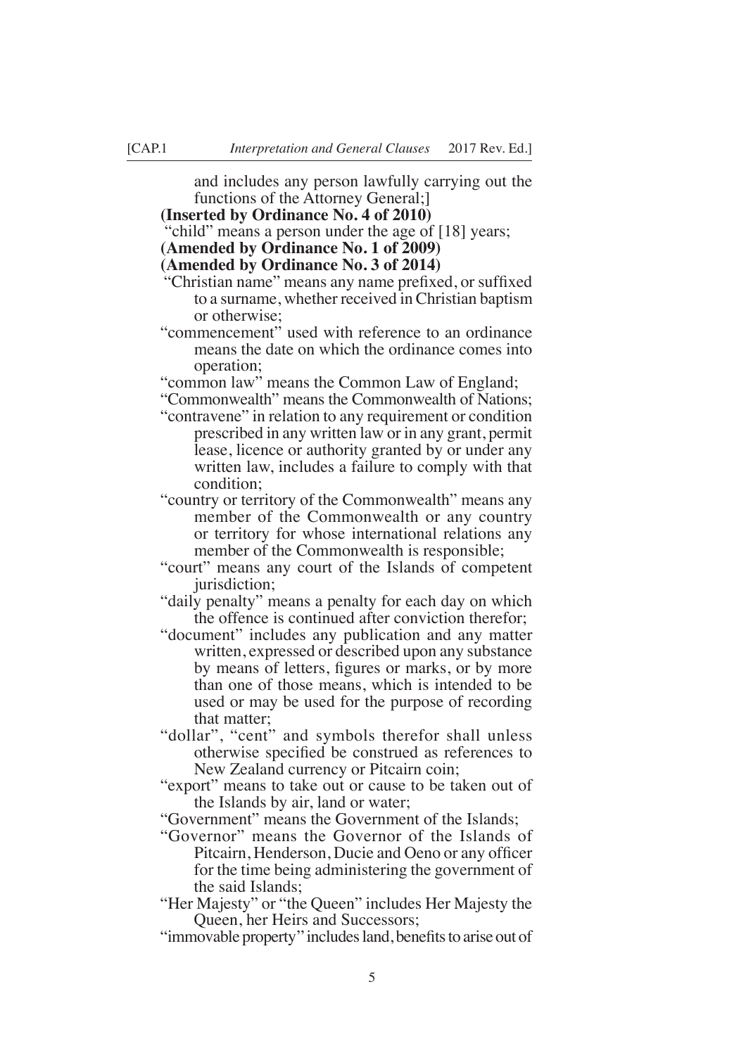and includes any person lawfully carrying out the functions of the Attorney General;]

**(Inserted by Ordinance No. 4 of 2010)**

"child" means a person under the age of [18] years;

**(Amended by Ordinance No. 1 of 2009)**

**(Amended by Ordinance No. 3 of 2014)**

"Christian name" means any name prefixed, or suffixed to a surname, whether received in Christian baptism or otherwise;

"commencement" used with reference to an ordinance means the date on which the ordinance comes into operation;

"common law" means the Common Law of England;

"Commonwealth" means the Commonwealth of Nations;

"contravene" in relation to any requirement or condition prescribed in any written law or in any grant, permit lease, licence or authority granted by or under any written law, includes a failure to comply with that condition;

"country or territory of the Commonwealth" means any member of the Commonwealth or any country or territory for whose international relations any member of the Commonwealth is responsible;

"court" means any court of the Islands of competent jurisdiction;

"daily penalty" means a penalty for each day on which the offence is continued after conviction therefor;

"document" includes any publication and any matter written, expressed or described upon any substance by means of letters, figures or marks, or by more than one of those means, which is intended to be used or may be used for the purpose of recording that matter;

"dollar", "cent" and symbols therefor shall unless otherwise specified be construed as references to New Zealand currency or Pitcairn coin;

"export" means to take out or cause to be taken out of the Islands by air, land or water;

"Government" means the Government of the Islands;

"Governor" means the Governor of the Islands of Pitcairn, Henderson, Ducie and Oeno or any officer for the time being administering the government of the said Islands;

"Her Majesty" or "the Queen" includes Her Majesty the Queen, her Heirs and Successors;

"immovable property" includes land, benefits to arise out of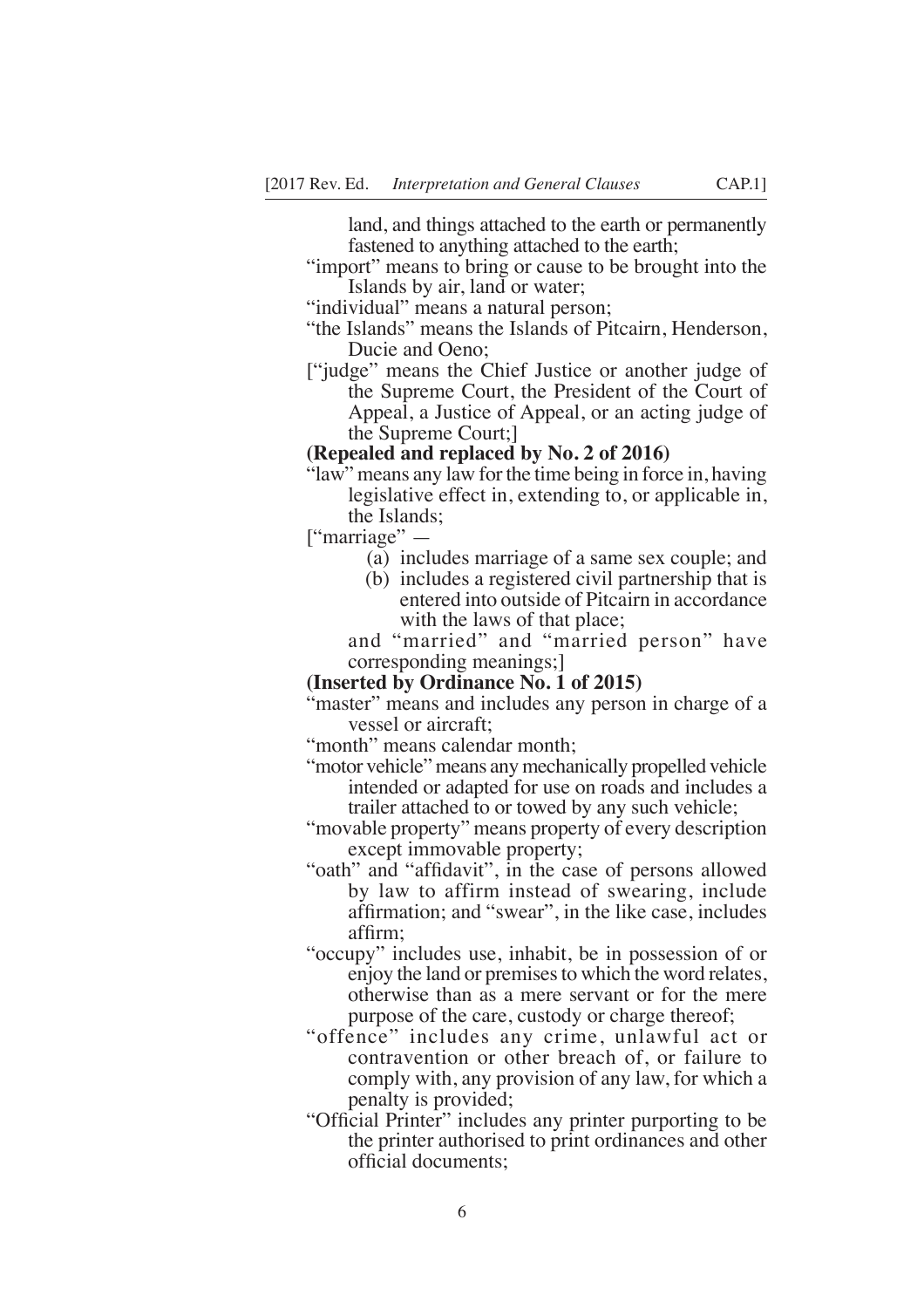land, and things attached to the earth or permanently fastened to anything attached to the earth;

"import" means to bring or cause to be brought into the Islands by air, land or water;

"individual" means a natural person;

"the Islands" means the Islands of Pitcairn, Henderson, Ducie and Oeno;

["judge" means the Chief Justice or another judge of the Supreme Court, the President of the Court of Appeal, a Justice of Appeal, or an acting judge of the Supreme Court;]

**(Repealed and replaced by No. 2 of 2016)**

"law" means any law for the time being in force in, having legislative effect in, extending to, or applicable in, the Islands;

["marriage" —

(a) includes marriage of a same sex couple; and

(b) includes a registered civil partnership that is entered into outside of Pitcairn in accordance with the laws of that place;

and "married" and "married person" have corresponding meanings;]

**(Inserted by Ordinance No. 1 of 2015)**

"master" means and includes any person in charge of a vessel or aircraft;

"month" means calendar month;

"motor vehicle" means any mechanically propelled vehicle intended or adapted for use on roads and includes a trailer attached to or towed by any such vehicle;

"movable property" means property of every description except immovable property;

"oath" and "affidavit", in the case of persons allowed by law to affirm instead of swearing, include affirmation; and "swear", in the like case, includes affirm;

"occupy" includes use, inhabit, be in possession of or enjoy the land or premises to which the word relates, otherwise than as a mere servant or for the mere purpose of the care, custody or charge thereof;

"offence" includes any crime, unlawful act or contravention or other breach of, or failure to comply with, any provision of any law, for which a penalty is provided;

"Official Printer" includes any printer purporting to be the printer authorised to print ordinances and other official documents;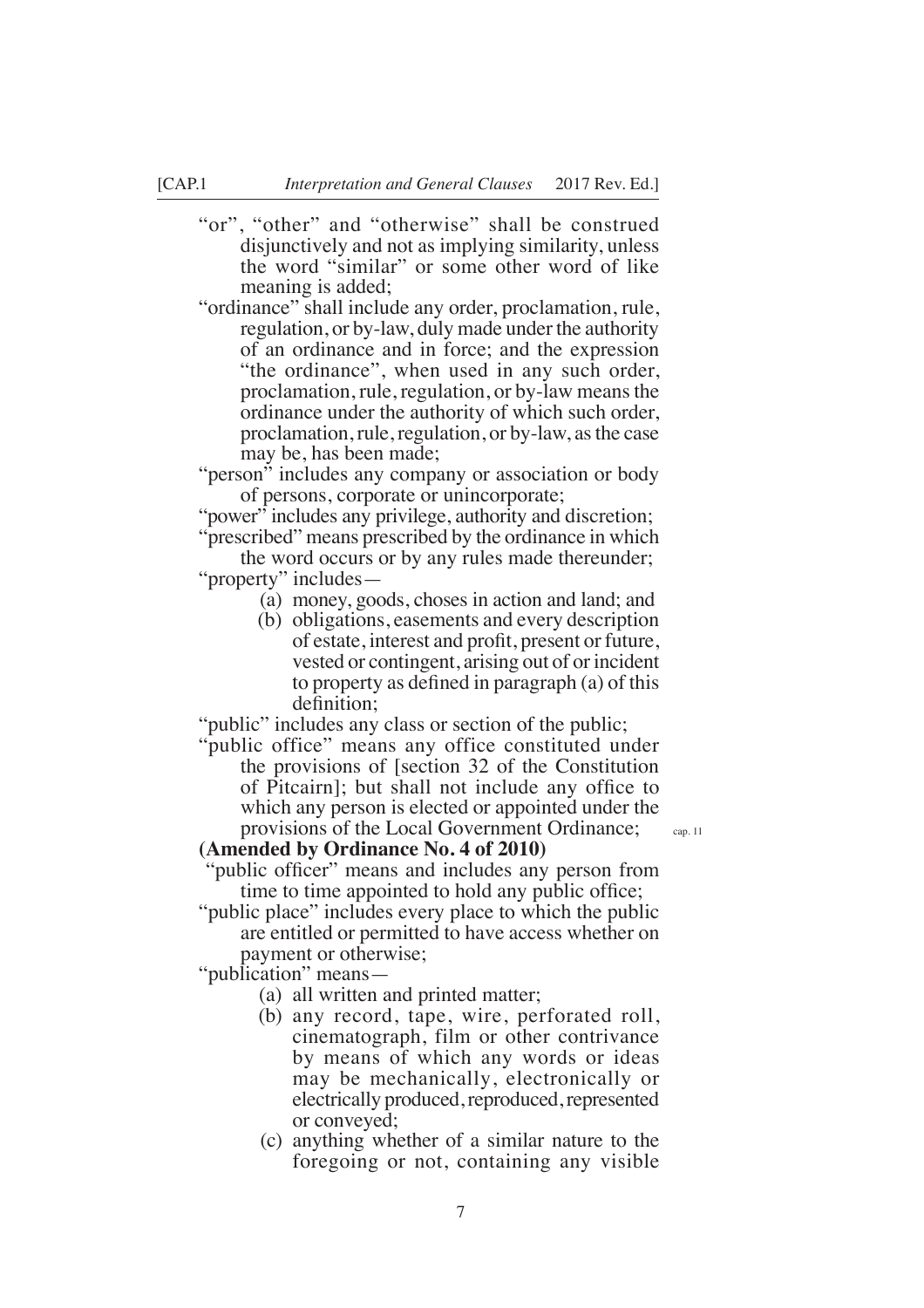"or", "other" and "otherwise" shall be construed disjunctively and not as implying similarity, unless the word "similar" or some other word of like meaning is added;

"ordinance" shall include any order, proclamation, rule, regulation, or by-law, duly made under the authority of an ordinance and in force; and the expression "the ordinance", when used in any such order, proclamation, rule, regulation, or by-law means the ordinance under the authority of which such order, proclamation, rule, regulation, or by-law, as the case may be, has been made;

"person" includes any company or association or body of persons, corporate or unincorporate;

"power" includes any privilege, authority and discretion;

"prescribed" means prescribed by the ordinance in which the word occurs or by any rules made thereunder;

"property" includes—

(a) money, goods, choses in action and land; and

(b) obligations, easements and every description of estate, interest and profit, present or future, vested or contingent, arising out of or incident to property as defined in paragraph (a) of this definition;

"public" includes any class or section of the public;

"public office" means any office constituted under the provisions of [section 32 of the Constitution of Pitcairn]; but shall not include any office to which any person is elected or appointed under the provisions of the Local Government Ordinance; cap. 11

**(Amended by Ordinance No. 4 of 2010)**

"public officer" means and includes any person from time to time appointed to hold any public office;

"public place" includes every place to which the public are entitled or permitted to have access whether on payment or otherwise;

"publication" means—

(a) all written and printed matter;

(b) any record, tape, wire, perforated roll, cinematograph, film or other contrivance by means of which any words or ideas may be mechanically, electronically or electrically produced, reproduced, represented or conveyed;

(c) anything whether of a similar nature to the foregoing or not, containing any visible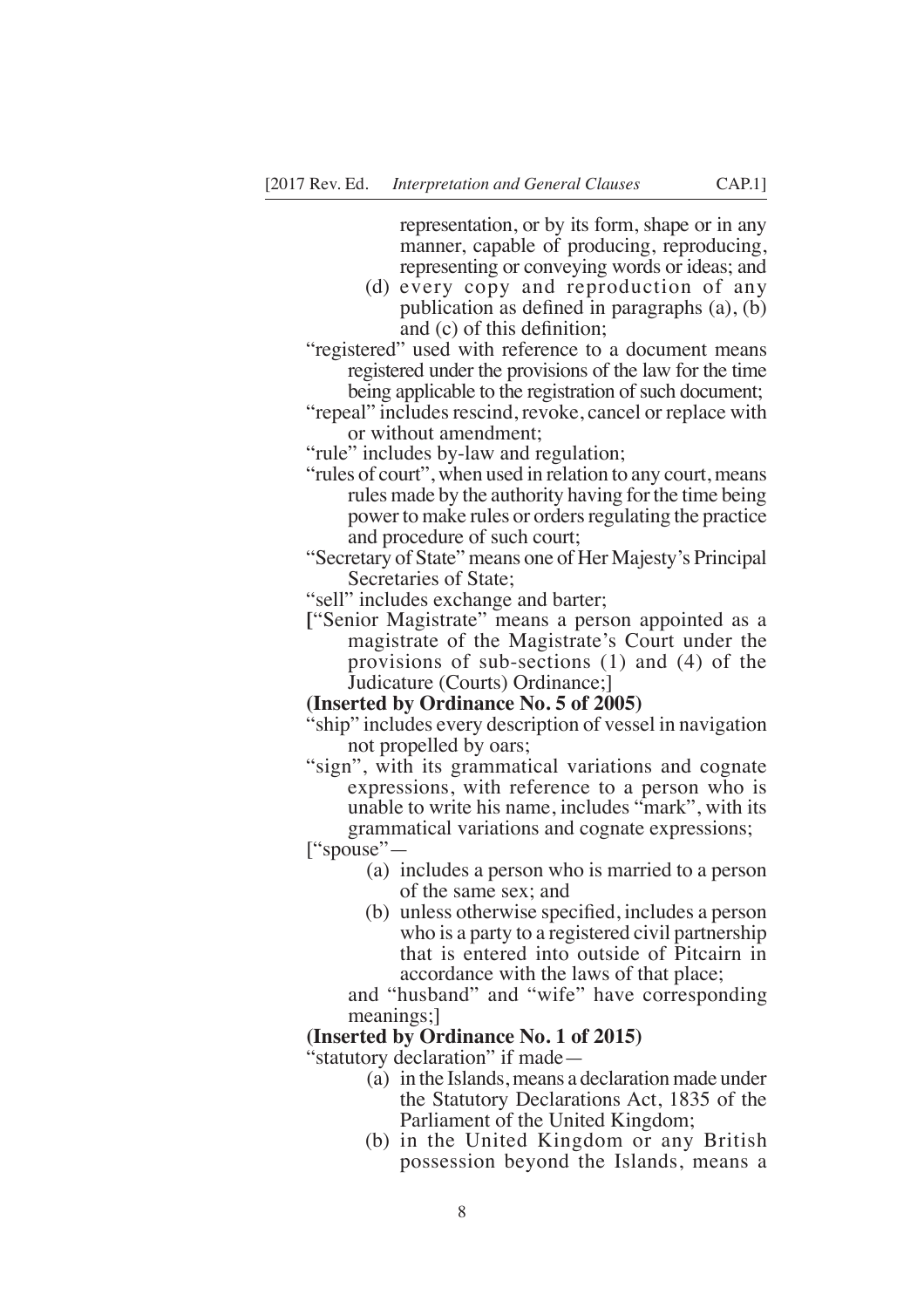representation, or by its form, shape or in any manner, capable of producing, reproducing, representing or conveying words or ideas; and

(d) every copy and reproduction of any publication as defined in paragraphs (a), (b) and (c) of this definition;

"registered" used with reference to a document means registered under the provisions of the law for the time being applicable to the registration of such document;

"repeal" includes rescind, revoke, cancel or replace with or without amendment;

"rule" includes by-law and regulation;

"rules of court", when used in relation to any court, means rules made by the authority having for the time being power to make rules or orders regulating the practice and procedure of such court;

"Secretary of State" means one of Her Majesty's Principal Secretaries of State;

"sell" includes exchange and barter;

["Senior Magistrate" means a person appointed as a magistrate of the Magistrate's Court under the provisions of sub-sections (1) and (4) of the Judicature (Courts) Ordinance;]

**(Inserted by Ordinance No. 5 of 2005)**

"ship" includes every description of vessel in navigation not propelled by oars;

"sign", with its grammatical variations and cognate expressions, with reference to a person who is unable to write his name, includes "mark", with its grammatical variations and cognate expressions;

["spouse"—

(a) includes a person who is married to a person of the same sex; and

(b) unless otherwise specified, includes a person who is a party to a registered civil partnership that is entered into outside of Pitcairn in accordance with the laws of that place;

and "husband" and "wife" have corresponding meanings;]

**(Inserted by Ordinance No. 1 of 2015)**

"statutory declaration" if made—

(a) in the Islands, means a declaration made under the Statutory Declarations Act, 1835 of the Parliament of the United Kingdom;

(b) in the United Kingdom or any British possession beyond the Islands, means a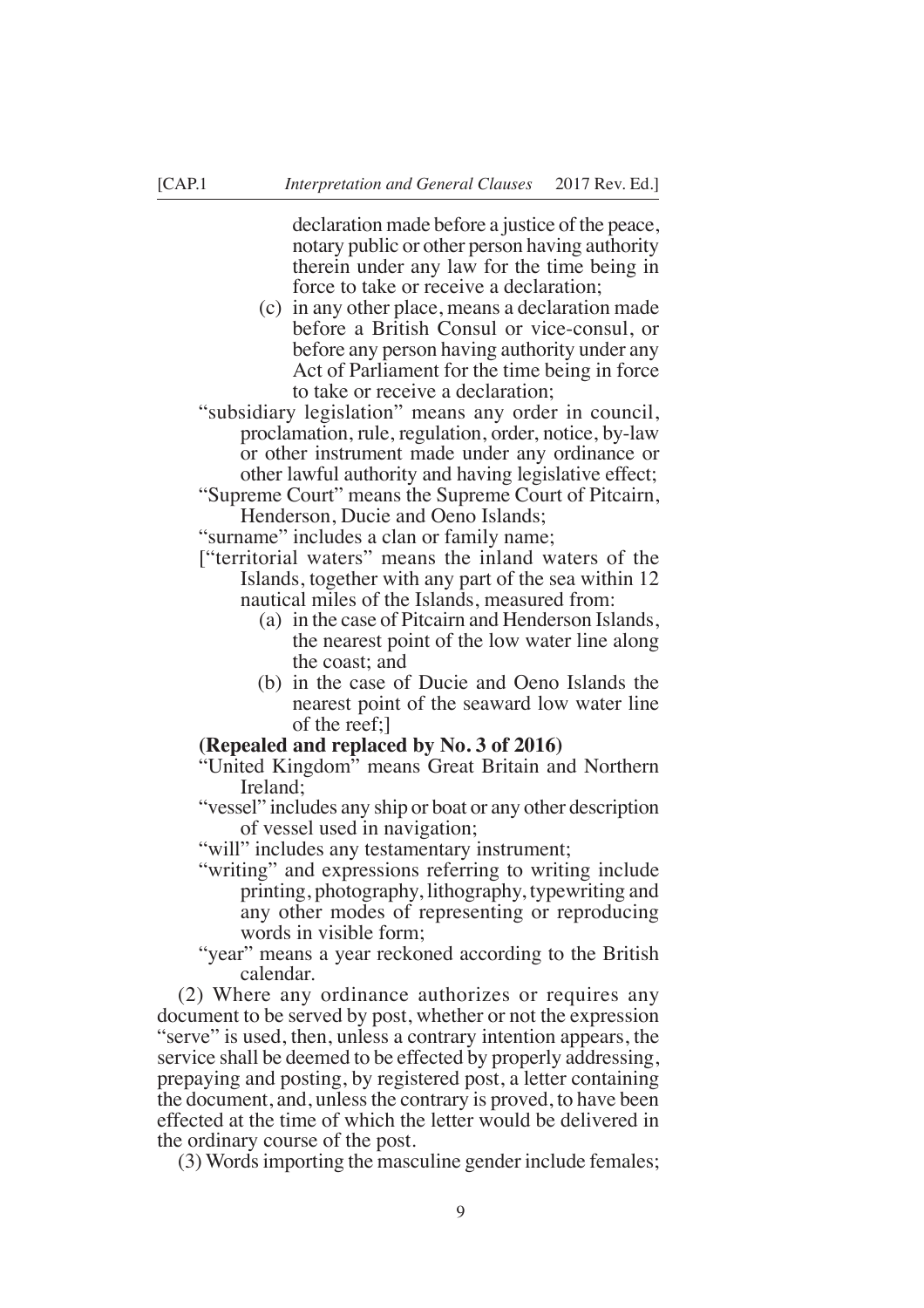declaration made before a justice of the peace, notary public or other person having authority therein under any law for the time being in force to take or receive a declaration;

(c) in any other place, means a declaration made before a British Consul or vice-consul, or before any person having authority under any Act of Parliament for the time being in force to take or receive a declaration;

"subsidiary legislation" means any order in council, proclamation, rule, regulation, order, notice, by-law or other instrument made under any ordinance or other lawful authority and having legislative effect;

"Supreme Court" means the Supreme Court of Pitcairn, Henderson, Ducie and Oeno Islands;

"surname" includes a clan or family name;

["territorial waters" means the inland waters of the Islands, together with any part of the sea within 12 nautical miles of the Islands, measured from:

(a) in the case of Pitcairn and Henderson Islands, the nearest point of the low water line along the coast; and

(b) in the case of Ducie and Oeno Islands the nearest point of the seaward low water line of the reef;]

**(Repealed and replaced by No. 3 of 2016)**

"United Kingdom" means Great Britain and Northern Ireland;

"vessel" includes any ship or boat or any other description of vessel used in navigation;

"will" includes any testamentary instrument;

"writing" and expressions referring to writing include printing, photography, lithography, typewriting and any other modes of representing or reproducing words in visible form;

"year" means a year reckoned according to the British calendar.

(2) Where any ordinance authorizes or requires any document to be served by post, whether or not the expression "serve" is used, then, unless a contrary intention appears, the service shall be deemed to be effected by properly addressing, prepaying and posting, by registered post, a letter containing the document, and, unless the contrary is proved, to have been effected at the time of which the letter would be delivered in the ordinary course of the post.

(3) Words importing the masculine gender include females;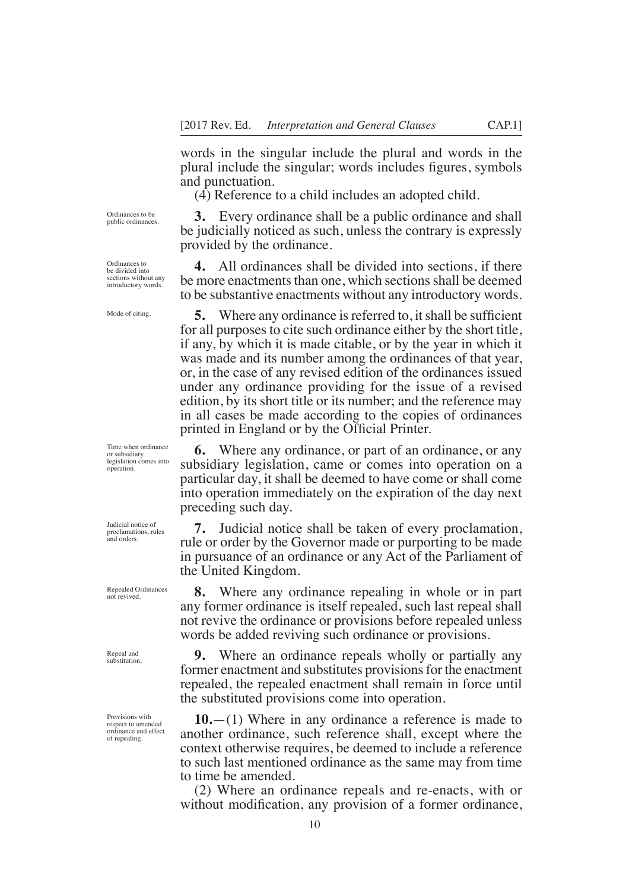words in the singular include the plural and words in the plural include the singular; words includes figures, symbols and punctuation.

(4) Reference to a child includes an adopted child.

*Ordinances to be public ordinances.*

**3.** Every ordinance shall be a public ordinance and shall be judicially noticed as such, unless the contrary is expressly provided by the ordinance.

*Ordinances to be divided into sections without any introductory words.*

**4.** All ordinances shall be divided into sections, if there be more enactments than one, which sections shall be deemed to be substantive enactments without any introductory words.

*Mode of citing.*

**5.** Where any ordinance is referred to, it shall be sufficient for all purposes to cite such ordinance either by the short title, if any, by which it is made citable, or by the year in which it was made and its number among the ordinances of that year, or, in the case of any revised edition of the ordinances issued under any ordinance providing for the issue of a revised edition, by its short title or its number; and the reference may in all cases be made according to the copies of ordinances printed in England or by the Official Printer.

*Time when ordinance or subsidiary legislation comes into operation.*

**6.** Where any ordinance, or part of an ordinance, or any subsidiary legislation, came or comes into operation on a particular day, it shall be deemed to have come or shall come into operation immediately on the expiration of the day next preceding such day.

*Judicial notice of proclamations, rules and orders.*

**7.** Judicial notice shall be taken of every proclamation, rule or order by the Governor made or purporting to be made in pursuance of an ordinance or any Act of the Parliament of the United Kingdom.

*Repealed Ordinances not revived.*

**8.** Where any ordinance repealing in whole or in part any former ordinance is itself repealed, such last repeal shall not revive the ordinance or provisions before repealed unless words be added reviving such ordinance or provisions.

*Repeal and substitution.*

**9.** Where an ordinance repeals wholly or partially any former enactment and substitutes provisions for the enactment repealed, the repealed enactment shall remain in force until the substituted provisions come into operation.

*Provisions with respect to amended ordinance and effect of repealing.*

**10.**—(1) Where in any ordinance a reference is made to another ordinance, such reference shall, except where the context otherwise requires, be deemed to include a reference to such last mentioned ordinance as the same may from time to time be amended.

(2) Where an ordinance repeals and re-enacts, with or without modification, any provision of a former ordinance,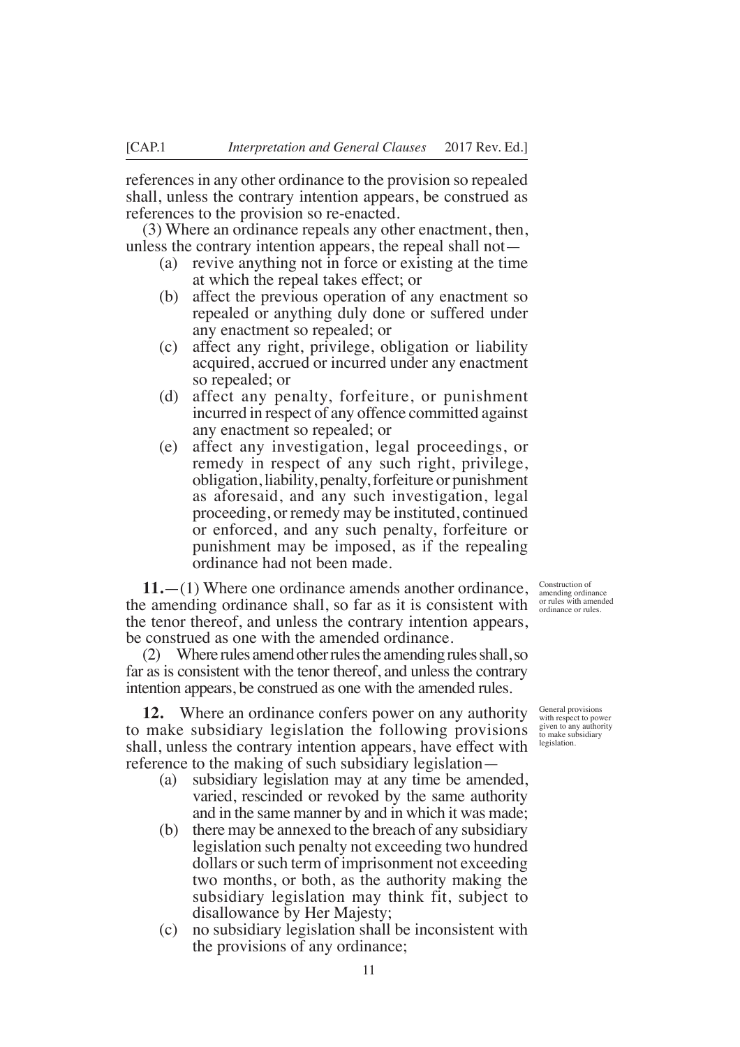references in any other ordinance to the provision so repealed shall, unless the contrary intention appears, be construed as references to the provision so re-enacted.

(3) Where an ordinance repeals any other enactment, then, unless the contrary intention appears, the repeal shall not—

- (a) revive anything not in force or existing at the time at which the repeal takes effect; or
- (b) affect the previous operation of any enactment so repealed or anything duly done or suffered under any enactment so repealed; or
- (c) affect any right, privilege, obligation or liability acquired, accrued or incurred under any enactment so repealed; or
- (d) affect any penalty, forfeiture, or punishment incurred in respect of any offence committed against any enactment so repealed; or
- (e) affect any investigation, legal proceedings, or remedy in respect of any such right, privilege, obligation, liability, penalty, forfeiture or punishment as aforesaid, and any such investigation, legal proceeding, or remedy may be instituted, continued or enforced, and any such penalty, forfeiture or punishment may be imposed, as if the repealing ordinance had not been made.

*Construction of amending ordinance or rules with amended ordinance or rules.*

**11.**—(1) Where one ordinance amends another ordinance, the amending ordinance shall, so far as it is consistent with the tenor thereof, and unless the contrary intention appears, be construed as one with the amended ordinance.

(2) Where rules amend other rules the amending rules shall, so far as is consistent with the tenor thereof, and unless the contrary intention appears, be construed as one with the amended rules.

*General provisions with respect to power given to any authority to make subsidiary legislation.*

**12.** Where an ordinance confers power on any authority to make subsidiary legislation the following provisions shall, unless the contrary intention appears, have effect with reference to the making of such subsidiary legislation—

- (a) subsidiary legislation may at any time be amended, varied, rescinded or revoked by the same authority and in the same manner by and in which it was made;
- (b) there may be annexed to the breach of any subsidiary legislation such penalty not exceeding two hundred dollars or such term of imprisonment not exceeding two months, or both, as the authority making the subsidiary legislation may think fit, subject to disallowance by Her Majesty;
- (c) no subsidiary legislation shall be inconsistent with the provisions of any ordinance;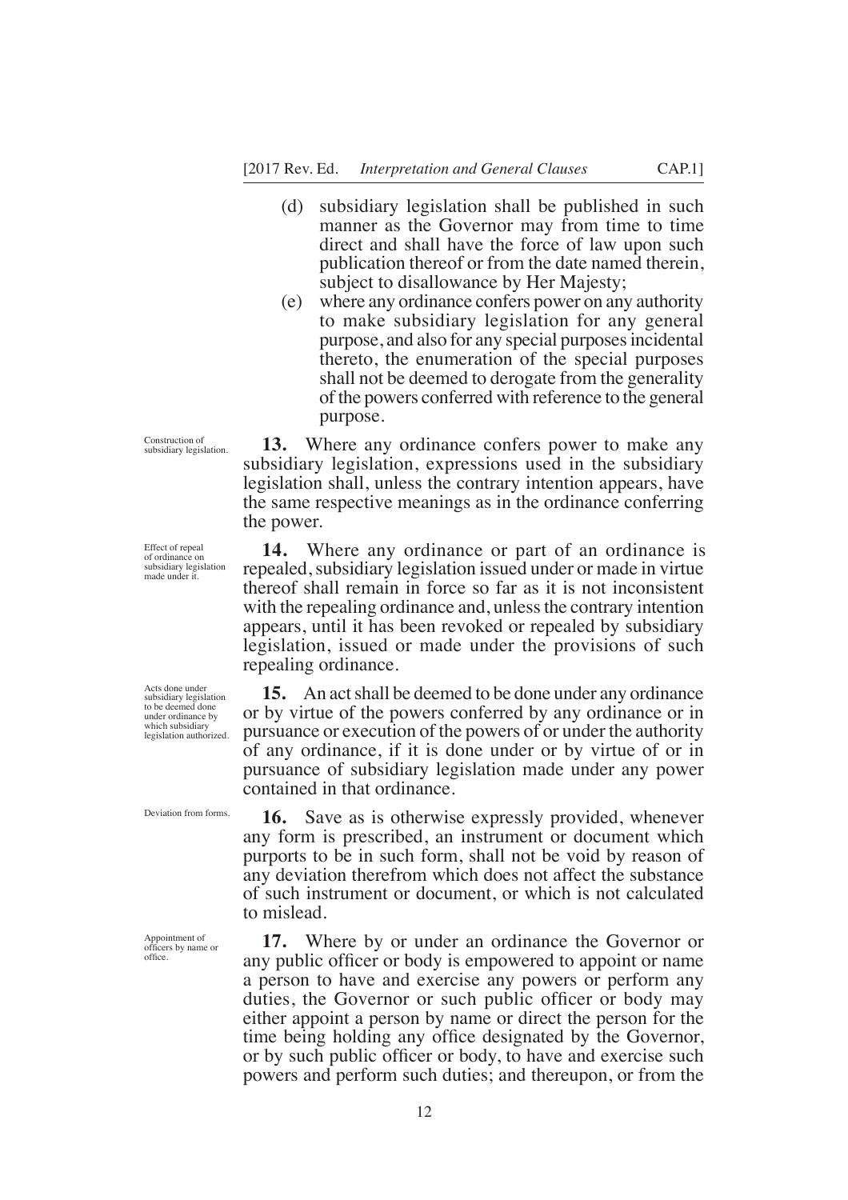(d) subsidiary legislation shall be published in such manner as the Governor may from time to time direct and shall have the force of law upon such publication thereof or from the date named therein, subject to disallowance by Her Majesty;

(e) where any ordinance confers power on any authority to make subsidiary legislation for any general purpose, and also for any special purposes incidental thereto, the enumeration of the special purposes shall not be deemed to derogate from the generality of the powers conferred with reference to the general purpose.

*Construction of subsidiary legislation.*

**13.** Where any ordinance confers power to make any subsidiary legislation, expressions used in the subsidiary legislation shall, unless the contrary intention appears, have the same respective meanings as in the ordinance conferring the power.

*Effect of repeal of ordinance on subsidiary legislation made under it.*

**14.** Where any ordinance or part of an ordinance is repealed, subsidiary legislation issued under or made in virtue thereof shall remain in force so far as it is not inconsistent with the repealing ordinance and, unless the contrary intention appears, until it has been revoked or repealed by subsidiary legislation, issued or made under the provisions of such repealing ordinance.

*Acts done under subsidiary legislation to be deemed done under ordinance by which subsidiary legislation authorized.*

**15.** An act shall be deemed to be done under any ordinance or by virtue of the powers conferred by any ordinance or in pursuance or execution of the powers of or under the authority of any ordinance, if it is done under or by virtue of or in pursuance of subsidiary legislation made under any power contained in that ordinance.

*Deviation from forms.*

**16.** Save as is otherwise expressly provided, whenever any form is prescribed, an instrument or document which purports to be in such form, shall not be void by reason of any deviation therefrom which does not affect the substance of such instrument or document, or which is not calculated to mislead.

*Appointment of officers by name or office.*

**17.** Where by or under an ordinance the Governor or any public officer or body is empowered to appoint or name a person to have and exercise any powers or perform any duties, the Governor or such public officer or body may either appoint a person by name or direct the person for the time being holding any office designated by the Governor, or by such public officer or body, to have and exercise such powers and perform such duties; and thereupon, or from the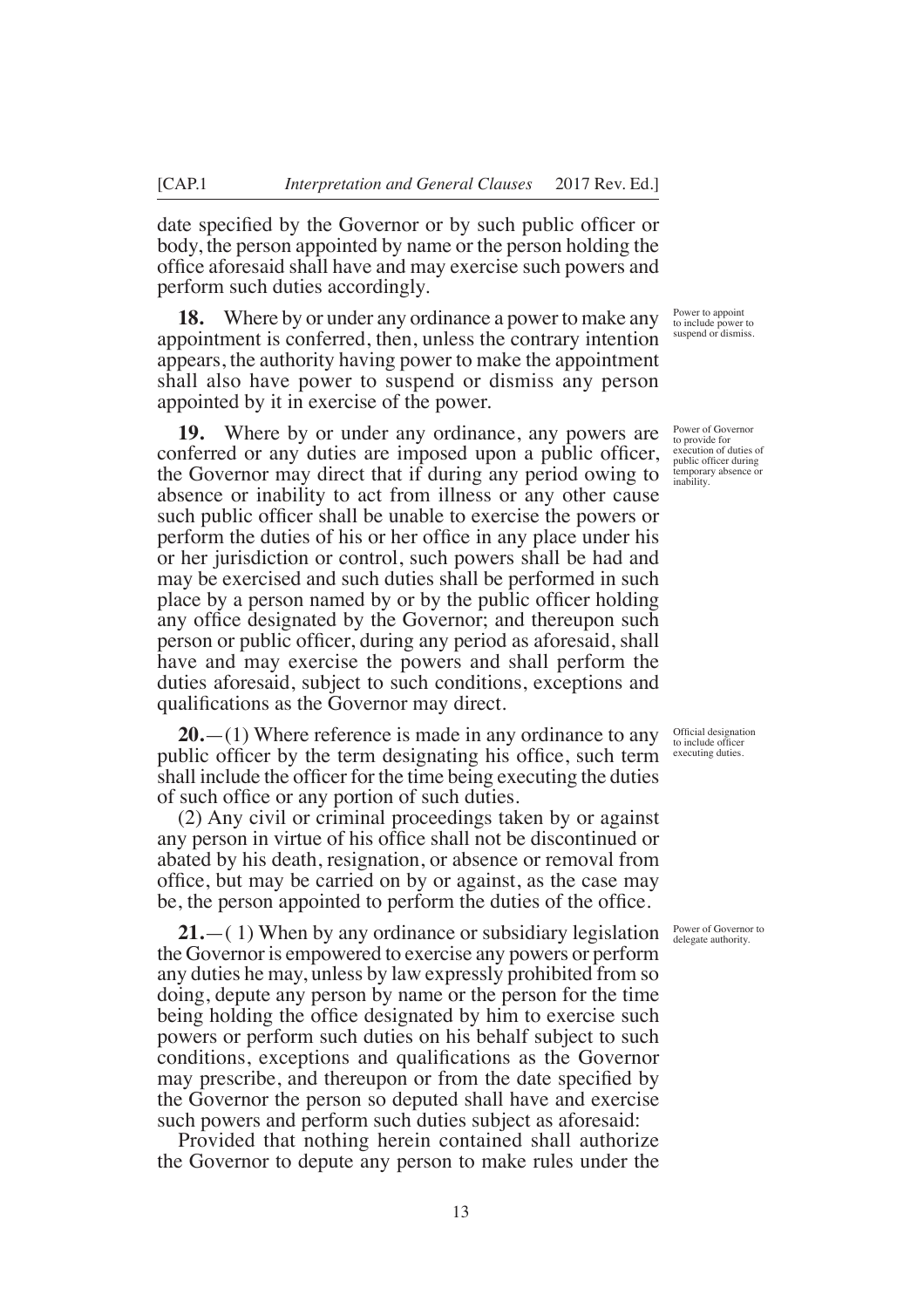date specified by the Governor or by such public officer or body, the person appointed by name or the person holding the office aforesaid shall have and may exercise such powers and perform such duties accordingly.

*Power to appoint to include power to suspend or dismiss.*

**18.** Where by or under any ordinance a power to make any appointment is conferred, then, unless the contrary intention appears, the authority having power to make the appointment shall also have power to suspend or dismiss any person appointed by it in exercise of the power.

*Power of Governor to provide for execution of duties of public officer during temporary absence or inability.*

**19.** Where by or under any ordinance, any powers are conferred or any duties are imposed upon a public officer, the Governor may direct that if during any period owing to absence or inability to act from illness or any other cause such public officer shall be unable to exercise the powers or perform the duties of his or her office in any place under his or her jurisdiction or control, such powers shall be had and may be exercised and such duties shall be performed in such place by a person named by or by the public officer holding any office designated by the Governor; and thereupon such person or public officer, during any period as aforesaid, shall have and may exercise the powers and shall perform the duties aforesaid, subject to such conditions, exceptions and qualifications as the Governor may direct.

*Official designation to include officer executing duties.*

**20.**—(1) Where reference is made in any ordinance to any public officer by the term designating his office, such term shall include the officer for the time being executing the duties of such office or any portion of such duties.

(2) Any civil or criminal proceedings taken by or against any person in virtue of his office shall not be discontinued or abated by his death, resignation, or absence or removal from office, but may be carried on by or against, as the case may be, the person appointed to perform the duties of the office.

*Power of Governor to delegate authority.*

**21.**—( 1) When by any ordinance or subsidiary legislation the Governor is empowered to exercise any powers or perform any duties he may, unless by law expressly prohibited from so doing, depute any person by name or the person for the time being holding the office designated by him to exercise such powers or perform such duties on his behalf subject to such conditions, exceptions and qualifications as the Governor may prescribe, and thereupon or from the date specified by the Governor the person so deputed shall have and exercise such powers and perform such duties subject as aforesaid:

Provided that nothing herein contained shall authorize the Governor to depute any person to make rules under the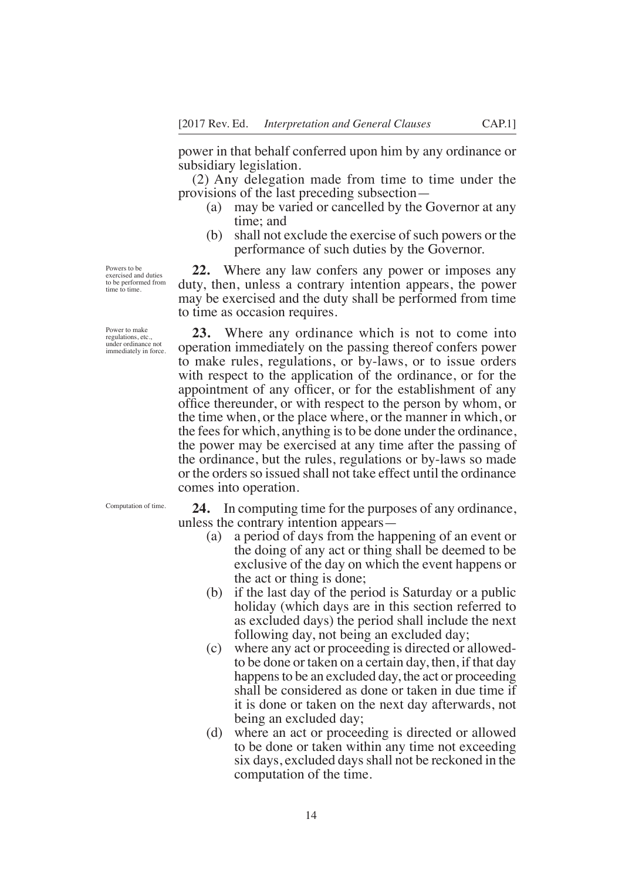power in that behalf conferred upon him by any ordinance or subsidiary legislation.

(2) Any delegation made from time to time under the provisions of the last preceding subsection—

(a) may be varied or cancelled by the Governor at any time; and

(b) shall not exclude the exercise of such powers or the performance of such duties by the Governor.

*Powers to be exercised and duties to be performed from time to time.*

**22.** Where any law confers any power or imposes any duty, then, unless a contrary intention appears, the power may be exercised and the duty shall be performed from time to time as occasion requires.

*Power to make regulations, etc., under ordinance not immediately in force.*

**23.** Where any ordinance which is not to come into operation immediately on the passing thereof confers power to make rules, regulations, or by-laws, or to issue orders with respect to the application of the ordinance, or for the appointment of any officer, or for the establishment of any office thereunder, or with respect to the person by whom, or the time when, or the place where, or the manner in which, or the fees for which, anything is to be done under the ordinance, the power may be exercised at any time after the passing of the ordinance, but the rules, regulations or by-laws so made or the orders so issued shall not take effect until the ordinance comes into operation.

*Computation of time.*

**24.** In computing time for the purposes of any ordinance, unless the contrary intention appears—

(a) a period of days from the happening of an event or the doing of any act or thing shall be deemed to be exclusive of the day on which the event happens or the act or thing is done;

(b) if the last day of the period is Saturday or a public holiday (which days are in this section referred to as excluded days) the period shall include the next following day, not being an excluded day;

(c) where any act or proceeding is directed or allowedto be done or taken on a certain day, then, if that day happens to be an excluded day, the act or proceeding shall be considered as done or taken in due time if it is done or taken on the next day afterwards, not being an excluded day;

(d) where an act or proceeding is directed or allowed to be done or taken within any time not exceeding six days, excluded days shall not be reckoned in the computation of the time.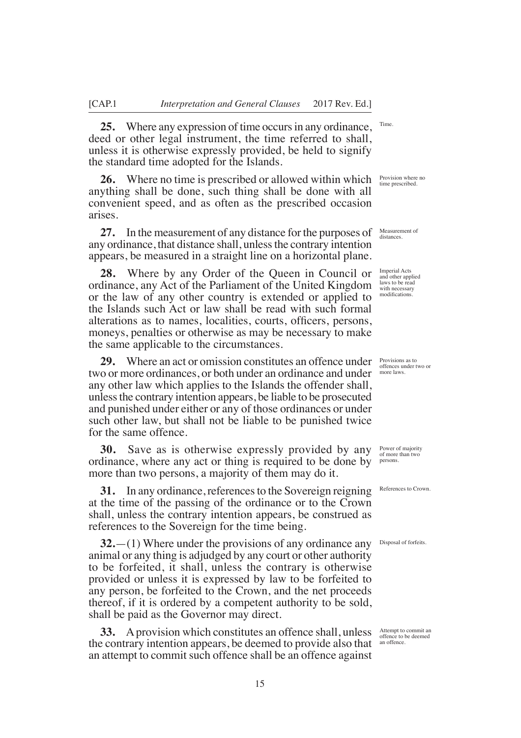**25.** Where any expression of time occurs in any ordinance, deed or other legal instrument, the time referred to shall, unless it is otherwise expressly provided, be held to signify the standard time adopted for the Islands.

Time.

**26.** Where no time is prescribed or allowed within which anything shall be done, such thing shall be done with all convenient speed, and as often as the prescribed occasion arises.

Provision where no time prescribed.

**27.** In the measurement of any distance for the purposes of any ordinance, that distance shall, unless the contrary intention appears, be measured in a straight line on a horizontal plane.

Measurement of distances.

**28.** Where by any Order of the Queen in Council or ordinance, any Act of the Parliament of the United Kingdom or the law of any other country is extended or applied to the Islands such Act or law shall be read with such formal alterations as to names, localities, courts, officers, persons, moneys, penalties or otherwise as may be necessary to make the same applicable to the circumstances.

Imperial Acts and other applied laws to be read with necessary modifications.

**29.** Where an act or omission constitutes an offence under two or more ordinances, or both under an ordinance and under any other law which applies to the Islands the offender shall, unless the contrary intention appears, be liable to be prosecuted and punished under either or any of those ordinances or under such other law, but shall not be liable to be punished twice for the same offence.

Provisions as to offences under two or more laws.

**30.** Save as is otherwise expressly provided by any ordinance, where any act or thing is required to be done by more than two persons, a majority of them may do it.

Power of majority of more than two persons.

**31.** In any ordinance, references to the Sovereign reigning at the time of the passing of the ordinance or to the Crown shall, unless the contrary intention appears, be construed as references to the Sovereign for the time being.

References to Crown.

**32.**—(1) Where under the provisions of any ordinance any animal or any thing is adjudged by any court or other authority to be forfeited, it shall, unless the contrary is otherwise provided or unless it is expressed by law to be forfeited to any person, be forfeited to the Crown, and the net proceeds thereof, if it is ordered by a competent authority to be sold, shall be paid as the Governor may direct.

Disposal of forfeits.

**33.** A provision which constitutes an offence shall, unless the contrary intention appears, be deemed to provide also that an attempt to commit such offence shall be an offence against

Attempt to commit an offence to be deemed an offence.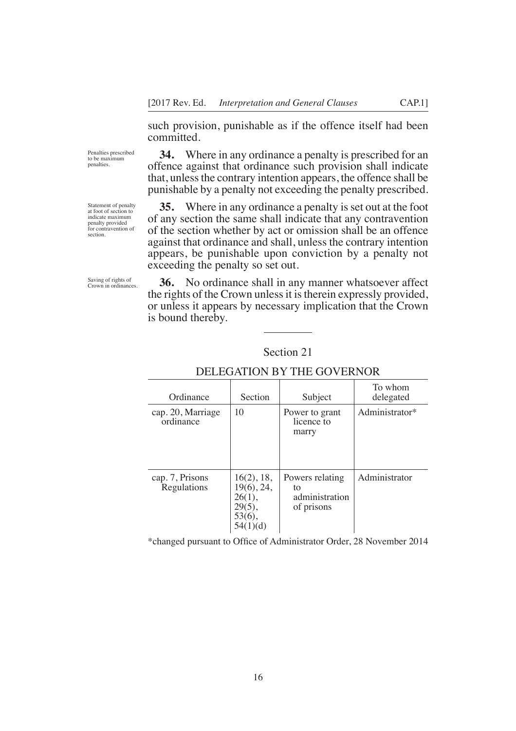such provision, punishable as if the offence itself had been committed.

Penalties prescribed to be maximum penalties.

**34.** Where in any ordinance a penalty is prescribed for an offence against that ordinance such provision shall indicate that, unless the contrary intention appears, the offence shall be punishable by a penalty not exceeding the penalty prescribed.

Statement of penalty at foot of section to indicate maximum penalty provided for contravention of section.

**35.** Where in any ordinance a penalty is set out at the foot of any section the same shall indicate that any contravention of the section whether by act or omission shall be an offence against that ordinance and shall, unless the contrary intention appears, be punishable upon conviction by a penalty not exceeding the penalty so set out.

Saving of rights of Crown in ordinances.

**36.** No ordinance shall in any manner whatsoever affect the rights of the Crown unless it is therein expressly provided, or unless it appears by necessary implication that the Crown is bound thereby.

---

Section 21

## DELEGATION BY THE GOVERNOR

| Ordinance | Section | Subject | To whom delegated |
|---|---|---|---|
| cap. 20, Marriage ordinance | 10 | Power to grant licence to marry | Administrator* |
| cap. 7, Prisons Regulations | 16(2), 18, 19(6), 24, 26(1), 29(5), 53(6), 54(1)(d) | Powers relating to administration of prisons | Administrator |

*changed pursuant to Office of Administrator Order, 28 November 2014